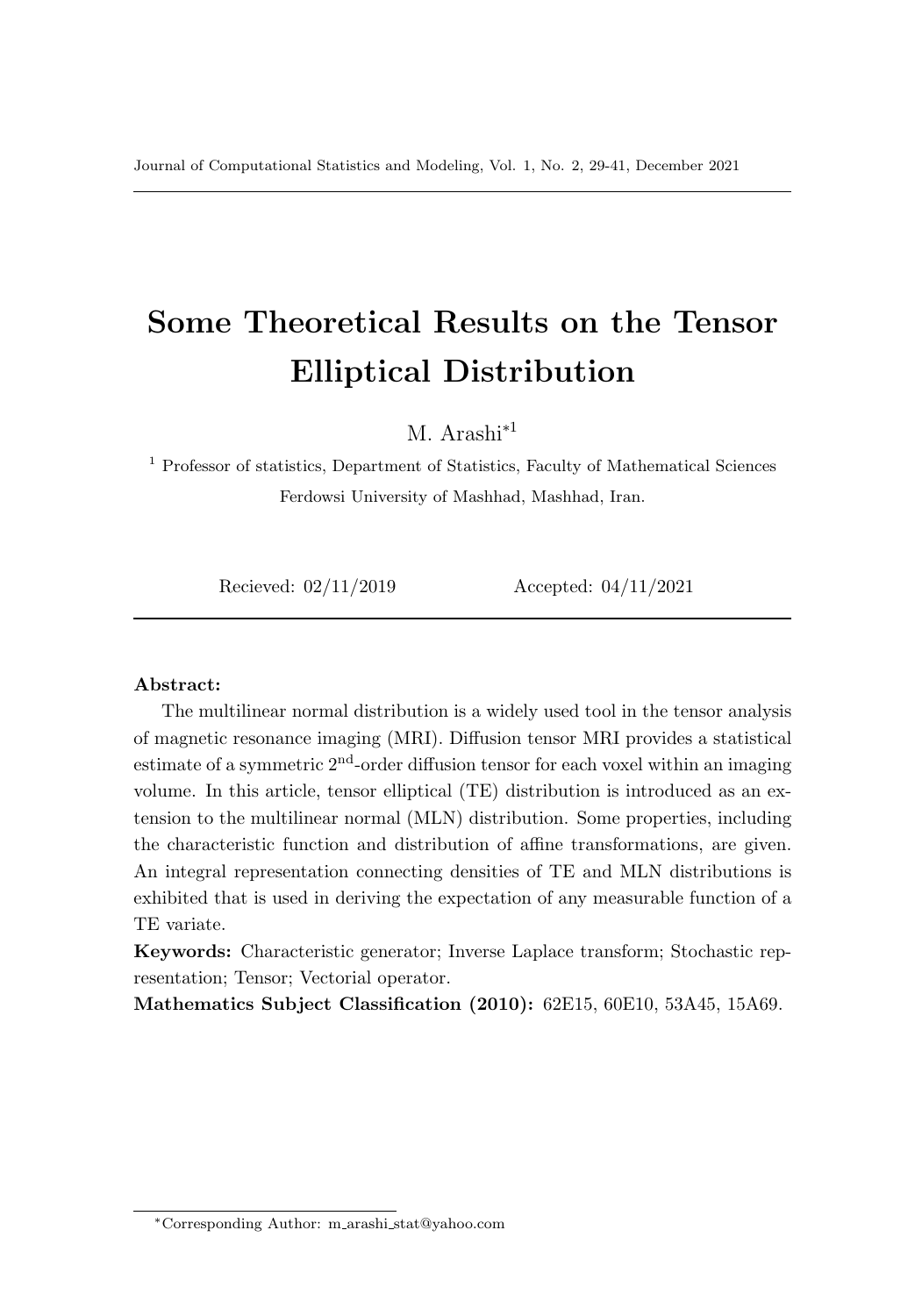# Some Theoretical Results on the Tensor Elliptical Distribution

M. Arashi*[1]

[1] Professor of statistics, Department of Statistics, Faculty of Mathematical Sciences
Ferdowsi University of Mashhad, Mashhad, Iran.

Recieved: 02/11/2019 Accepted: 04/11/2021

**Abstract:**

The multilinear normal distribution is a widely used tool in the tensor analysis of magnetic resonance imaging (MRI). Diffusion tensor MRI provides a statistical estimate of a symmetric 2nd-order diffusion tensor for each voxel within an imaging volume. In this article, tensor elliptical (TE) distribution is introduced as an extension to the multilinear normal (MLN) distribution. Some properties, including the characteristic function and distribution of affine transformations, are given. An integral representation connecting densities of TE and MLN distributions is exhibited that is used in deriving the expectation of any measurable function of a TE variate.

**Keywords:** Characteristic generator; Inverse Laplace transform; Stochastic representation; Tensor; Vectorial operator.

**Mathematics Subject Classification (2010):** 62E15, 60E10, 53A45, 15A69.

*Corresponding Author: m_arashi_stat@yahoo.com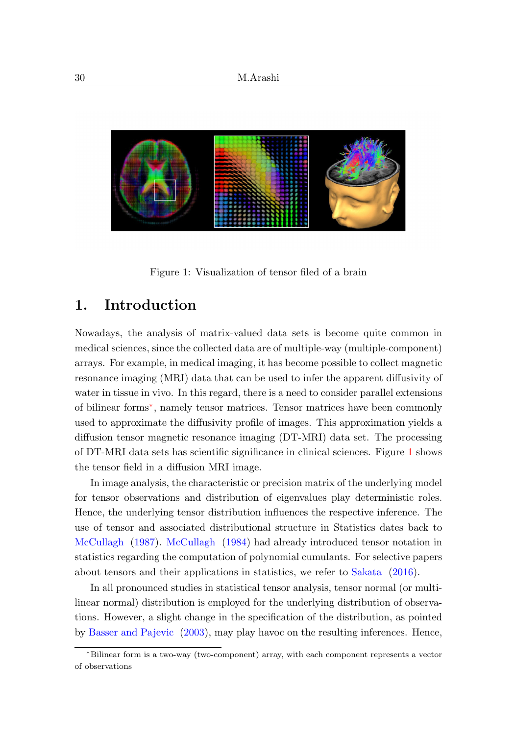Figure 1: Visualization of tensor filed of a brain

## 1. Introduction

Nowadays, the analysis of matrix-valued data sets is become quite common in medical sciences, since the collected data are of multiple-way (multiple-component) arrays. For example, in medical imaging, it has become possible to collect magnetic resonance imaging (MRI) data that can be used to infer the apparent diffusivity of water in tissue in vivo. In this regard, there is a need to consider parallel extensions of bilinear forms*, namely tensor matrices. Tensor matrices have been commonly used to approximate the diffusivity profile of images. This approximation yields a diffusion tensor magnetic resonance imaging (DT-MRI) data set. The processing of DT-MRI data sets has scientific significance in clinical sciences. Figure 1 shows the tensor field in a diffusion MRI image.

In image analysis, the characteristic or precision matrix of the underlying model for tensor observations and distribution of eigenvalues play deterministic roles. Hence, the underlying tensor distribution influences the respective inference. The use of tensor and associated distributional structure in Statistics dates back to McCullagh (1987). McCullagh (1984) had already introduced tensor notation in statistics regarding the computation of polynomial cumulants. For selective papers about tensors and their applications in statistics, we refer to Sakata (2016).

In all pronounced studies in statistical tensor analysis, tensor normal (or multilinear normal) distribution is employed for the underlying distribution of observations. However, a slight change in the specification of the distribution, as pointed by Basser and Pajevic (2003), may play havoc on the resulting inferences. Hence,

*Bilinear form is a two-way (two-component) array, with each component represents a vector of observations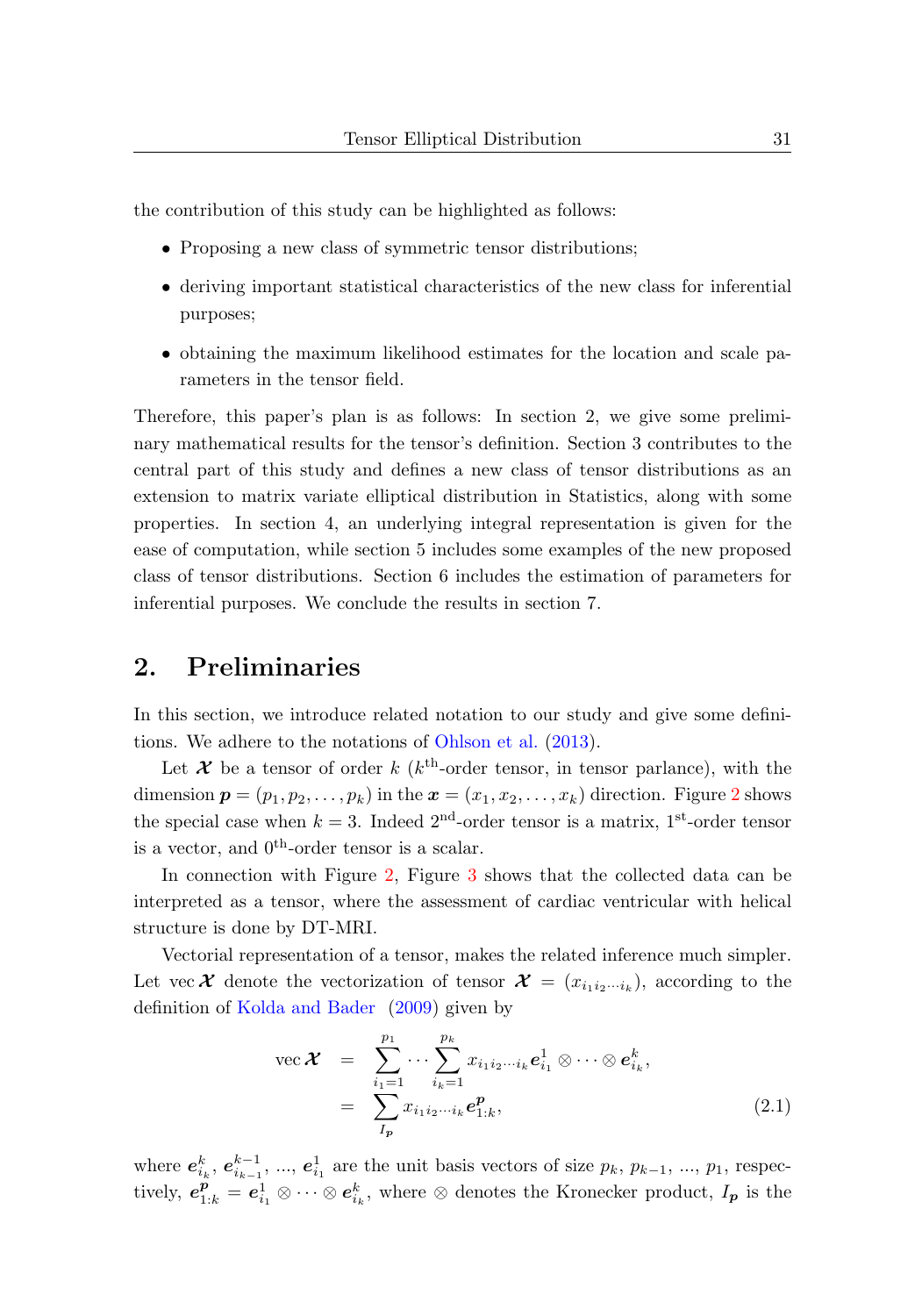the contribution of this study can be highlighted as follows:

- Proposing a new class of symmetric tensor distributions;
- deriving important statistical characteristics of the new class for inferential purposes;
- obtaining the maximum likelihood estimates for the location and scale parameters in the tensor field.

Therefore, this paper's plan is as follows: In section 2, we give some preliminary mathematical results for the tensor's definition. Section 3 contributes to the central part of this study and defines a new class of tensor distributions as an extension to matrix variate elliptical distribution in Statistics, along with some properties. In section 4, an underlying integral representation is given for the ease of computation, while section 5 includes some examples of the new proposed class of tensor distributions. Section 6 includes the estimation of parameters for inferential purposes. We conclude the results in section 7.

## 2. Preliminaries

In this section, we introduce related notation to our study and give some definitions. We adhere to the notations of Ohlson et al. (2013).

Let $\boldsymbol{\mathcal{X}}$ be a tensor of order $k$ ($k^{\text{th}}$-order tensor, in tensor parlance), with the dimension $\boldsymbol{p} = (p_1, p_2, \ldots, p_k)$ in the $\boldsymbol{x} = (x_1, x_2, \ldots, x_k)$ direction. Figure 2 shows the special case when $k = 3$. Indeed $2^{\text{nd}}$-order tensor is a matrix, $1^{\text{st}}$-order tensor is a vector, and $0^{\text{th}}$-order tensor is a scalar.

In connection with Figure 2, Figure 3 shows that the collected data can be interpreted as a tensor, where the assessment of cardiac ventricular with helical structure is done by DT-MRI.

Vectorial representation of a tensor, makes the related inference much simpler. Let $\operatorname{vec} \boldsymbol{\mathcal{X}}$ denote the vectorization of tensor $\boldsymbol{\mathcal{X}} = (x_{i_1 i_2 \cdots i_k})$, according to the definition of Kolda and Bader (2009) given by

$$
\begin{aligned}
\operatorname{vec} \boldsymbol{\mathcal{X}} &= \sum_{i_1=1}^{p_1} \cdots \sum_{i_k=1}^{p_k} x_{i_1 i_2 \cdots i_k} \boldsymbol{e}_{i_1}^{1} \otimes \cdots \otimes \boldsymbol{e}_{i_k}^{k}, \\
&= \sum_{I_{\boldsymbol{p}}} x_{i_1 i_2 \cdots i_k} \boldsymbol{e}_{1:k}^{\boldsymbol{p}}, \qquad (2.1)
\end{aligned}
$$

where $\boldsymbol{e}_{i_k}^{k}$, $\boldsymbol{e}_{i_{k-1}}^{k-1}$, ..., $\boldsymbol{e}_{i_1}^{1}$ are the unit basis vectors of size $p_k$, $p_{k-1}$, ..., $p_1$, respectively, $\boldsymbol{e}_{1:k}^{\boldsymbol{p}} = \boldsymbol{e}_{i_1}^{1} \otimes \cdots \otimes \boldsymbol{e}_{i_k}^{k}$, where $\otimes$ denotes the Kronecker product, $I_{\boldsymbol{p}}$ is the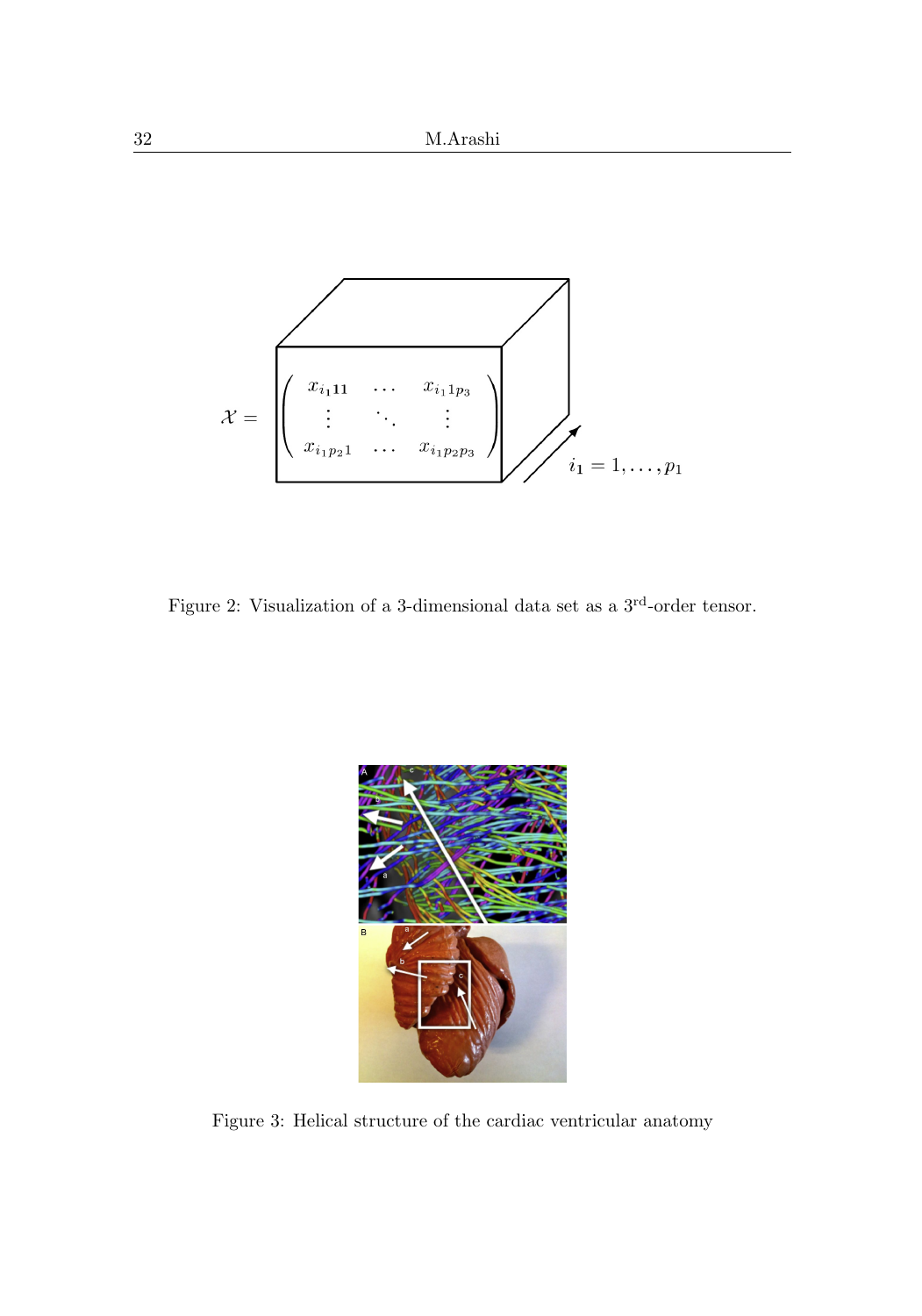$$
\mathcal{X} = \begin{pmatrix} x_{i_1 11} & \cdots & x_{i_1 1 p_3} \\ \vdots & \ddots & \vdots \\ x_{i_1 p_2 1} & \cdots & x_{i_1 p_2 p_3} \end{pmatrix}, \quad i_1 = 1, \ldots, p_1
$$

Figure 2: Visualization of a 3-dimensional data set as a 3[rd]-order tensor.

Figure 3: Helical structure of the cardiac ventricular anatomy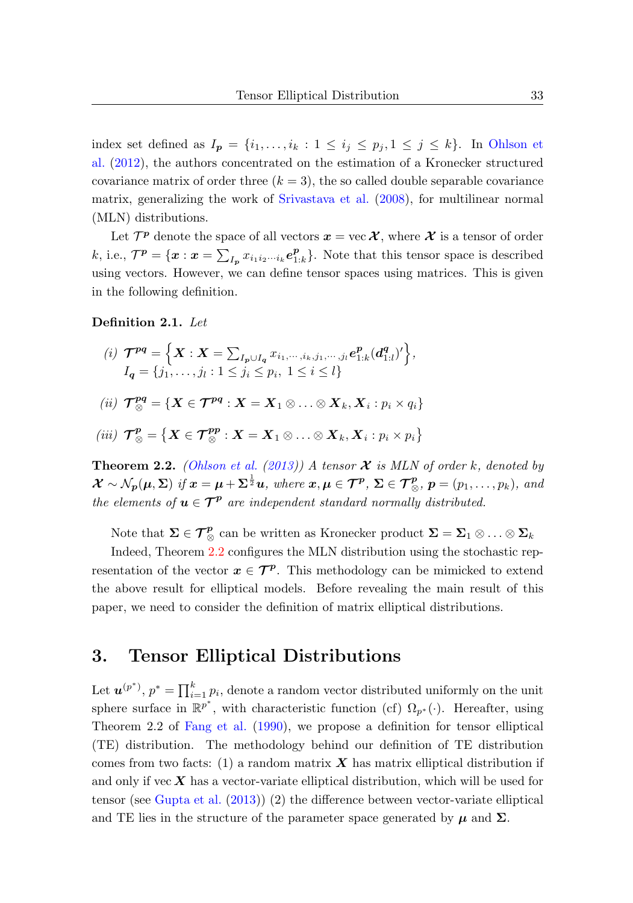index set defined as $I_{\boldsymbol{p}} = \{i_1, \ldots, i_k : 1 \leq i_j \leq p_j, 1 \leq j \leq k\}$. In Ohlson et al. (2012), the authors concentrated on the estimation of a Kronecker structured covariance matrix of order three ($k = 3$), the so called double separable covariance matrix, generalizing the work of Srivastava et al. (2008), for multilinear normal (MLN) distributions.

Let $\mathcal{T}^{\boldsymbol{p}}$ denote the space of all vectors $\boldsymbol{x} = \text{vec}\,\boldsymbol{\mathcal{X}}$, where $\boldsymbol{\mathcal{X}}$ is a tensor of order $k$, i.e., $\mathcal{T}^{\boldsymbol{p}} = \{\boldsymbol{x} : \boldsymbol{x} = \sum_{I_{\boldsymbol{p}}} x_{i_1 i_2 \cdots i_k} \boldsymbol{e}^{\boldsymbol{p}}_{1:k}\}$. Note that this tensor space is described using vectors. However, we can define tensor spaces using matrices. This is given in the following definition.

**Definition 2.1.** *Let*

*(i)* $\boldsymbol{\mathcal{T}}^{\boldsymbol{pq}} = \left\{\boldsymbol{X} : \boldsymbol{X} = \sum_{I_{\boldsymbol{p}} \cup I_{\boldsymbol{q}}} x_{i_1, \cdots, i_k, j_1, \cdots, j_l} \boldsymbol{e}^{\boldsymbol{p}}_{1:k} (\boldsymbol{d}^{\boldsymbol{q}}_{1:l})'\right\}$,
$I_{\boldsymbol{q}} = \{j_1, \ldots, j_l : 1 \leq j_i \leq p_i,\ 1 \leq i \leq l\}$

*(ii)* $\boldsymbol{\mathcal{T}}^{\boldsymbol{pq}}_{\otimes} = \{\boldsymbol{X} \in \boldsymbol{\mathcal{T}}^{\boldsymbol{pq}} : \boldsymbol{X} = \boldsymbol{X}_1 \otimes \ldots \otimes \boldsymbol{X}_k, \boldsymbol{X}_i : p_i \times q_i\}$

*(iii)* $\boldsymbol{\mathcal{T}}^{\boldsymbol{p}}_{\otimes} = \left\{\boldsymbol{X} \in \boldsymbol{\mathcal{T}}^{\boldsymbol{pp}}_{\otimes} : \boldsymbol{X} = \boldsymbol{X}_1 \otimes \ldots \otimes \boldsymbol{X}_k, \boldsymbol{X}_i : p_i \times p_i\right\}$

**Theorem 2.2.** *(Ohlson et al. (2013)) A tensor $\boldsymbol{\mathcal{X}}$ is MLN of order $k$, denoted by $\boldsymbol{\mathcal{X}} \sim \mathcal{N}_{\boldsymbol{p}}(\boldsymbol{\mu}, \boldsymbol{\Sigma})$ if $\boldsymbol{x} = \boldsymbol{\mu} + \boldsymbol{\Sigma}^{\frac{1}{2}}\boldsymbol{u}$, where $\boldsymbol{x}, \boldsymbol{\mu} \in \boldsymbol{\mathcal{T}}^{\boldsymbol{p}}$, $\boldsymbol{\Sigma} \in \boldsymbol{\mathcal{T}}^{\boldsymbol{p}}_{\otimes}$, $\boldsymbol{p} = (p_1, \ldots, p_k)$, and the elements of $\boldsymbol{u} \in \boldsymbol{\mathcal{T}}^{\boldsymbol{p}}$ are independent standard normally distributed.*

Note that $\boldsymbol{\Sigma} \in \boldsymbol{\mathcal{T}}^{\boldsymbol{p}}_{\otimes}$ can be written as Kronecker product $\boldsymbol{\Sigma} = \boldsymbol{\Sigma}_1 \otimes \ldots \otimes \boldsymbol{\Sigma}_k$

Indeed, Theorem 2.2 configures the MLN distribution using the stochastic representation of the vector $\boldsymbol{x} \in \boldsymbol{\mathcal{T}}^{\boldsymbol{p}}$. This methodology can be mimicked to extend the above result for elliptical models. Before revealing the main result of this paper, we need to consider the definition of matrix elliptical distributions.

## 3. Tensor Elliptical Distributions

Let $\boldsymbol{u}^{(p^*)}$, $p^* = \prod_{i=1}^{k} p_i$, denote a random vector distributed uniformly on the unit sphere surface in $\mathbb{R}^{p^*}$, with characteristic function (cf) $\Omega_{p^*}(\cdot)$. Hereafter, using Theorem 2.2 of Fang et al. (1990), we propose a definition for tensor elliptical (TE) distribution. The methodology behind our definition of TE distribution comes from two facts: (1) a random matrix $\boldsymbol{X}$ has matrix elliptical distribution if and only if vec $\boldsymbol{X}$ has a vector-variate elliptical distribution, which will be used for tensor (see Gupta et al. (2013)) (2) the difference between vector-variate elliptical and TE lies in the structure of the parameter space generated by $\boldsymbol{\mu}$ and $\boldsymbol{\Sigma}$.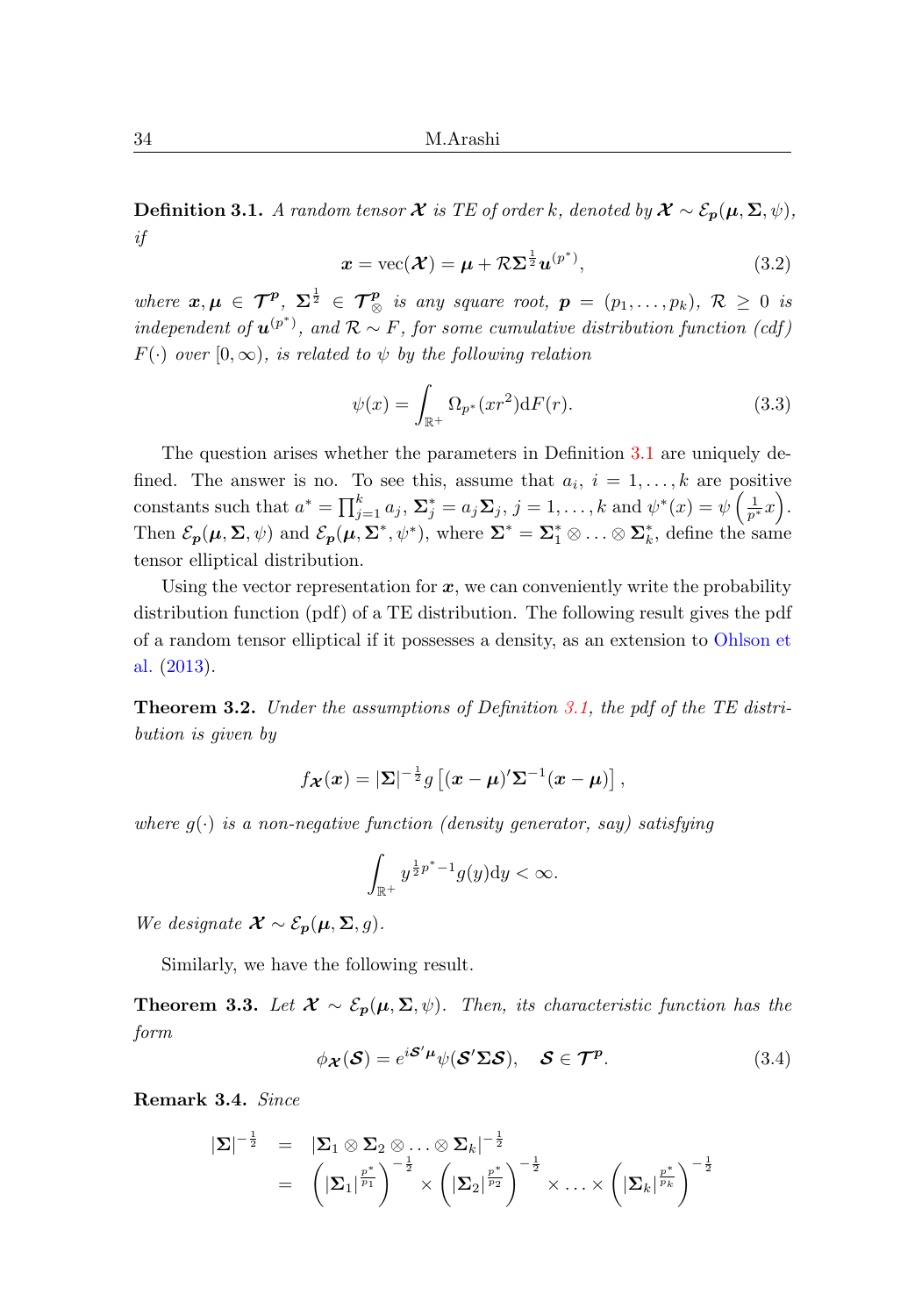**Definition 3.1.** *A random tensor $\boldsymbol{\mathcal{X}}$ is TE of order $k$, denoted by $\boldsymbol{\mathcal{X}} \sim \mathcal{E}_{\boldsymbol{p}}(\boldsymbol{\mu}, \boldsymbol{\Sigma}, \psi)$, if*

$$\boldsymbol{x} = \mathrm{vec}(\boldsymbol{\mathcal{X}}) = \boldsymbol{\mu} + \mathcal{R}\boldsymbol{\Sigma}^{\frac{1}{2}}\boldsymbol{u}^{(p^*)}, \tag{3.2}$$

*where $\boldsymbol{x}, \boldsymbol{\mu} \in \boldsymbol{\mathcal{T}}^{\boldsymbol{p}}$, $\boldsymbol{\Sigma}^{\frac{1}{2}} \in \boldsymbol{\mathcal{T}}^{\boldsymbol{p}}_{\otimes}$ is any square root, $\boldsymbol{p} = (p_1, \ldots, p_k)$, $\mathcal{R} \geq 0$ is independent of $\boldsymbol{u}^{(p^*)}$, and $\mathcal{R} \sim F$, for some cumulative distribution function (cdf) $F(\cdot)$ over $[0, \infty)$, is related to $\psi$ by the following relation*

$$\psi(x) = \int_{\mathbb{R}^+} \Omega_{p^*}(xr^2)\mathrm{d}F(r). \tag{3.3}$$

The question arises whether the parameters in Definition 3.1 are uniquely defined. The answer is no. To see this, assume that $a_i$, $i = 1, \ldots, k$ are positive constants such that $a^* = \prod_{j=1}^k a_j$, $\boldsymbol{\Sigma}_j^* = a_j\boldsymbol{\Sigma}_j$, $j = 1, \ldots, k$ and $\psi^*(x) = \psi\left(\frac{1}{p^*}x\right)$. Then $\mathcal{E}_{\boldsymbol{p}}(\boldsymbol{\mu}, \boldsymbol{\Sigma}, \psi)$ and $\mathcal{E}_{\boldsymbol{p}}(\boldsymbol{\mu}, \boldsymbol{\Sigma}^*, \psi^*)$, where $\boldsymbol{\Sigma}^* = \boldsymbol{\Sigma}_1^* \otimes \ldots \otimes \boldsymbol{\Sigma}_k^*$, define the same tensor elliptical distribution.

Using the vector representation for $\boldsymbol{x}$, we can conveniently write the probability distribution function (pdf) of a TE distribution. The following result gives the pdf of a random tensor elliptical if it possesses a density, as an extension to Ohlson et al. (2013).

**Theorem 3.2.** *Under the assumptions of Definition 3.1, the pdf of the TE distribution is given by*

$$f_{\boldsymbol{\mathcal{X}}}(\boldsymbol{x}) = |\boldsymbol{\Sigma}|^{-\frac{1}{2}} g\left[(\boldsymbol{x} - \boldsymbol{\mu})'\boldsymbol{\Sigma}^{-1}(\boldsymbol{x} - \boldsymbol{\mu})\right],$$

*where $g(\cdot)$ is a non-negative function (density generator, say) satisfying*

$$\int_{\mathbb{R}^+} y^{\frac{1}{2}p^* - 1} g(y)\mathrm{d}y < \infty.$$

*We designate $\boldsymbol{\mathcal{X}} \sim \mathcal{E}_{\boldsymbol{p}}(\boldsymbol{\mu}, \boldsymbol{\Sigma}, g)$.*

Similarly, we have the following result.

**Theorem 3.3.** *Let $\boldsymbol{\mathcal{X}} \sim \mathcal{E}_{\boldsymbol{p}}(\boldsymbol{\mu}, \boldsymbol{\Sigma}, \psi)$. Then, its characteristic function has the form*

$$\phi_{\boldsymbol{\mathcal{X}}}(\boldsymbol{\mathcal{S}}) = e^{i\boldsymbol{\mathcal{S}}'\boldsymbol{\mu}}\psi(\boldsymbol{\mathcal{S}}'\boldsymbol{\Sigma}\boldsymbol{\mathcal{S}}), \quad \boldsymbol{\mathcal{S}} \in \boldsymbol{\mathcal{T}}^{\boldsymbol{p}}. \tag{3.4}$$

**Remark 3.4.** *Since*

$$\begin{aligned}
|\boldsymbol{\Sigma}|^{-\frac{1}{2}} &= |\boldsymbol{\Sigma}_1 \otimes \boldsymbol{\Sigma}_2 \otimes \ldots \otimes \boldsymbol{\Sigma}_k|^{-\frac{1}{2}} \\
&= \left(|\boldsymbol{\Sigma}_1|^{\frac{p^*}{p_1}}\right)^{-\frac{1}{2}} \times \left(|\boldsymbol{\Sigma}_2|^{\frac{p^*}{p_2}}\right)^{-\frac{1}{2}} \times \ldots \times \left(|\boldsymbol{\Sigma}_k|^{\frac{p^*}{p_k}}\right)^{-\frac{1}{2}}
\end{aligned}$$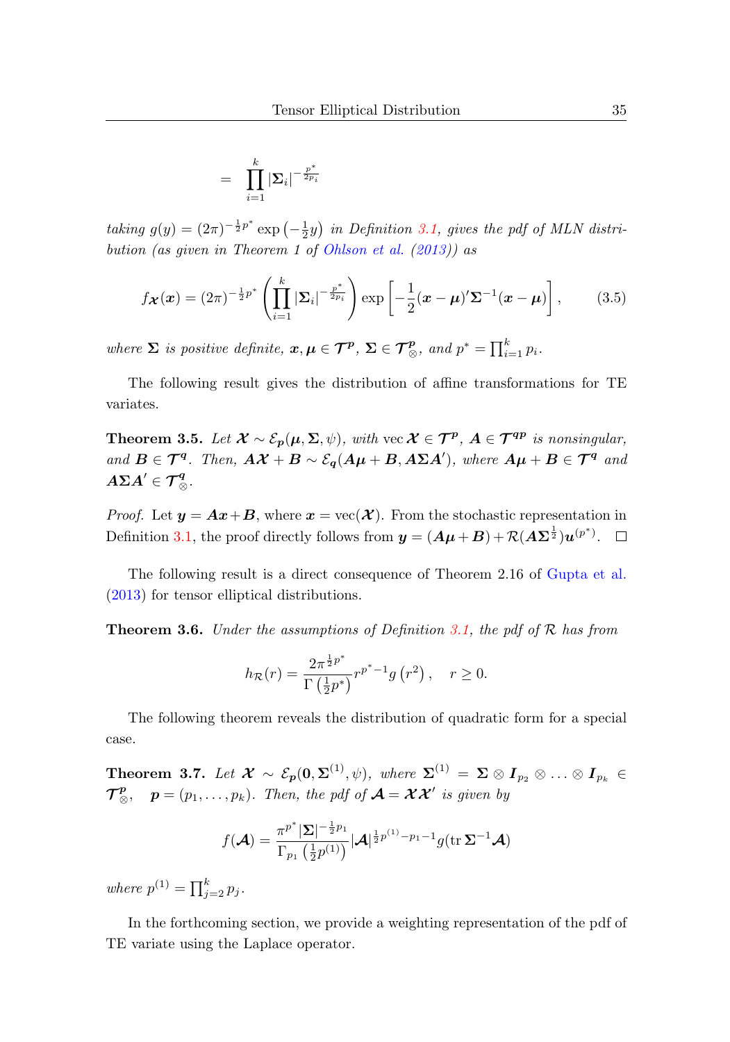$$= \prod_{i=1}^{k} |\boldsymbol{\Sigma}_i|^{-\frac{p^*}{2p_i}}$$

*taking* $g(y) = (2\pi)^{-\frac{1}{2}p^*} \exp\left(-\frac{1}{2}y\right)$ *in Definition 3.1, gives the pdf of MLN distribution (as given in Theorem 1 of Ohlson et al. (2013)) as*

$$f_{\boldsymbol{\mathcal{X}}}(\boldsymbol{x}) = (2\pi)^{-\frac{1}{2}p^*} \left( \prod_{i=1}^{k} |\boldsymbol{\Sigma}_i|^{-\frac{p^*}{2p_i}} \right) \exp\left[ -\frac{1}{2}(\boldsymbol{x}-\boldsymbol{\mu})'\boldsymbol{\Sigma}^{-1}(\boldsymbol{x}-\boldsymbol{\mu}) \right], \tag{3.5}$$

*where* $\boldsymbol{\Sigma}$ *is positive definite,* $\boldsymbol{x}, \boldsymbol{\mu} \in \boldsymbol{\mathcal{T}^p}$, $\boldsymbol{\Sigma} \in \boldsymbol{\mathcal{T}}^{\boldsymbol{p}}_{\otimes}$, *and* $p^* = \prod_{i=1}^{k} p_i$.

The following result gives the distribution of affine transformations for TE variates.

**Theorem 3.5.** *Let* $\boldsymbol{\mathcal{X}} \sim \mathcal{E}_{\boldsymbol{p}}(\boldsymbol{\mu}, \boldsymbol{\Sigma}, \psi)$, *with* $\operatorname{vec}\boldsymbol{\mathcal{X}} \in \boldsymbol{\mathcal{T}^p}$, $\boldsymbol{A} \in \boldsymbol{\mathcal{T}^{qp}}$ *is nonsingular, and* $\boldsymbol{B} \in \boldsymbol{\mathcal{T}^q}$. *Then,* $\boldsymbol{A}\boldsymbol{\mathcal{X}} + \boldsymbol{B} \sim \mathcal{E}_{\boldsymbol{q}}(\boldsymbol{A}\boldsymbol{\mu} + \boldsymbol{B}, \boldsymbol{A}\boldsymbol{\Sigma}\boldsymbol{A}')$, *where* $\boldsymbol{A}\boldsymbol{\mu} + \boldsymbol{B} \in \boldsymbol{\mathcal{T}^q}$ *and* $\boldsymbol{A}\boldsymbol{\Sigma}\boldsymbol{A}' \in \boldsymbol{\mathcal{T}}^{\boldsymbol{q}}_{\otimes}$.

*Proof.* Let $\boldsymbol{y} = \boldsymbol{A}\boldsymbol{x} + \boldsymbol{B}$, where $\boldsymbol{x} = \operatorname{vec}(\boldsymbol{\mathcal{X}})$. From the stochastic representation in Definition 3.1, the proof directly follows from $\boldsymbol{y} = (\boldsymbol{A}\boldsymbol{\mu} + \boldsymbol{B}) + \mathcal{R}(\boldsymbol{A}\boldsymbol{\Sigma}^{\frac{1}{2}})\boldsymbol{u}^{(p^*)}$. □

The following result is a direct consequence of Theorem 2.16 of Gupta et al. (2013) for tensor elliptical distributions.

**Theorem 3.6.** *Under the assumptions of Definition 3.1, the pdf of* $\mathcal{R}$ *has from*

$$h_{\mathcal{R}}(r) = \frac{2\pi^{\frac{1}{2}p^*}}{\Gamma\left(\frac{1}{2}p^*\right)} r^{p^*-1} g\left(r^2\right), \quad r \geq 0.$$

The following theorem reveals the distribution of quadratic form for a special case.

**Theorem 3.7.** *Let* $\boldsymbol{\mathcal{X}} \sim \mathcal{E}_{\boldsymbol{p}}(\boldsymbol{0}, \boldsymbol{\Sigma}^{(1)}, \psi)$, *where* $\boldsymbol{\Sigma}^{(1)} = \boldsymbol{\Sigma} \otimes \boldsymbol{I}_{p_2} \otimes \ldots \otimes \boldsymbol{I}_{p_k} \in \boldsymbol{\mathcal{T}}^{\boldsymbol{p}}_{\otimes}$, $\boldsymbol{p} = (p_1, \ldots, p_k)$. *Then, the pdf of* $\boldsymbol{\mathcal{A}} = \boldsymbol{\mathcal{X}}\boldsymbol{\mathcal{X}}'$ *is given by*

$$f(\boldsymbol{\mathcal{A}}) = \frac{\pi^{p^*}|\boldsymbol{\Sigma}|^{-\frac{1}{2}p_1}}{\Gamma_{p_1}\left(\frac{1}{2}p^{(1)}\right)} |\boldsymbol{\mathcal{A}}|^{\frac{1}{2}p^{(1)}-p_1-1} g(\operatorname{tr}\boldsymbol{\Sigma}^{-1}\boldsymbol{\mathcal{A}})$$

*where* $p^{(1)} = \prod_{j=2}^{k} p_j$.

In the forthcoming section, we provide a weighting representation of the pdf of TE variate using the Laplace operator.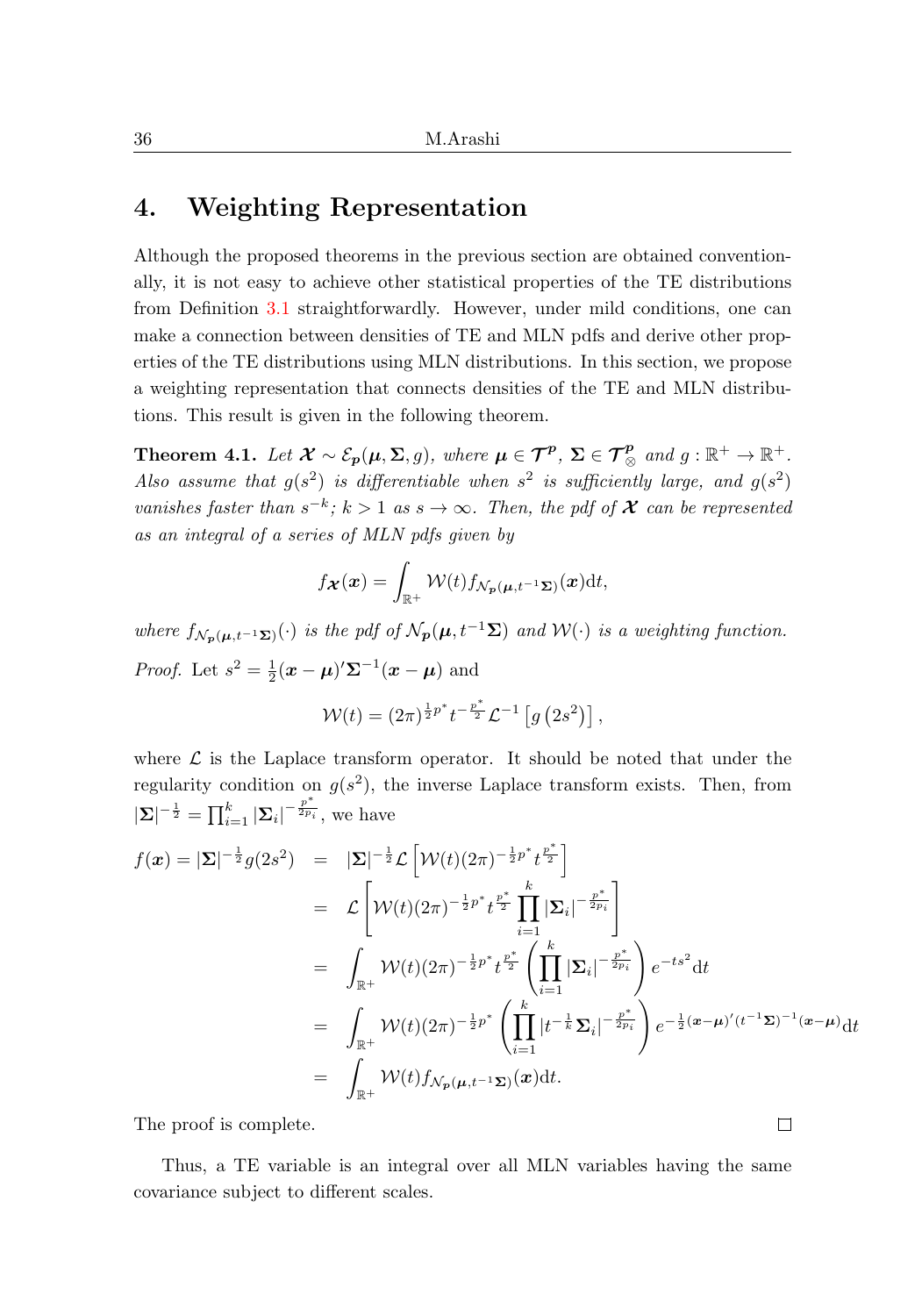## 4. Weighting Representation

Although the proposed theorems in the previous section are obtained conventionally, it is not easy to achieve other statistical properties of the TE distributions from Definition 3.1 straightforwardly. However, under mild conditions, one can make a connection between densities of TE and MLN pdfs and derive other properties of the TE distributions using MLN distributions. In this section, we propose a weighting representation that connects densities of the TE and MLN distributions. This result is given in the following theorem.

**Theorem 4.1.** *Let $\boldsymbol{\mathcal{X}} \sim \mathcal{E}_{\boldsymbol{p}}(\boldsymbol{\mu}, \boldsymbol{\Sigma}, g)$, where $\boldsymbol{\mu} \in \boldsymbol{\mathcal{T}}^{\boldsymbol{p}}$, $\boldsymbol{\Sigma} \in \boldsymbol{\mathcal{T}}^{\boldsymbol{p}}_{\otimes}$ and $g : \mathbb{R}^+ \to \mathbb{R}^+$. Also assume that $g(s^2)$ is differentiable when $s^2$ is sufficiently large, and $g(s^2)$ vanishes faster than $s^{-k}$; $k > 1$ as $s \to \infty$. Then, the pdf of $\boldsymbol{\mathcal{X}}$ can be represented as an integral of a series of MLN pdfs given by*

$$f_{\boldsymbol{\mathcal{X}}}(\boldsymbol{x}) = \int_{\mathbb{R}^+} \mathcal{W}(t) f_{\mathcal{N}_{\boldsymbol{p}}(\boldsymbol{\mu}, t^{-1}\boldsymbol{\Sigma})}(\boldsymbol{x}) \mathrm{d}t,$$

*where $f_{\mathcal{N}_{\boldsymbol{p}}(\boldsymbol{\mu}, t^{-1}\boldsymbol{\Sigma})}(\cdot)$ is the pdf of $\mathcal{N}_{\boldsymbol{p}}(\boldsymbol{\mu}, t^{-1}\boldsymbol{\Sigma})$ and $\mathcal{W}(\cdot)$ is a weighting function.*

*Proof.* Let $s^2 = \frac{1}{2}(\boldsymbol{x} - \boldsymbol{\mu})'\boldsymbol{\Sigma}^{-1}(\boldsymbol{x} - \boldsymbol{\mu})$ and

$$\mathcal{W}(t) = (2\pi)^{\frac{1}{2}p^*} t^{-\frac{p^*}{2}} \mathcal{L}^{-1}\left[g\left(2s^2\right)\right],$$

where $\mathcal{L}$ is the Laplace transform operator. It should be noted that under the regularity condition on $g(s^2)$, the inverse Laplace transform exists. Then, from $|\boldsymbol{\Sigma}|^{-\frac{1}{2}} = \prod_{i=1}^{k} |\boldsymbol{\Sigma}_i|^{-\frac{p^*}{2p_i}}$, we have

$$\begin{aligned}
f(\boldsymbol{x}) = |\boldsymbol{\Sigma}|^{-\frac{1}{2}} g(2s^2) &= |\boldsymbol{\Sigma}|^{-\frac{1}{2}} \mathcal{L}\left[\mathcal{W}(t)(2\pi)^{-\frac{1}{2}p^*} t^{\frac{p^*}{2}}\right] \\
&= \mathcal{L}\left[\mathcal{W}(t)(2\pi)^{-\frac{1}{2}p^*} t^{\frac{p^*}{2}} \prod_{i=1}^{k} |\boldsymbol{\Sigma}_i|^{-\frac{p^*}{2p_i}}\right] \\
&= \int_{\mathbb{R}^+} \mathcal{W}(t)(2\pi)^{-\frac{1}{2}p^*} t^{\frac{p^*}{2}} \left(\prod_{i=1}^{k} |\boldsymbol{\Sigma}_i|^{-\frac{p^*}{2p_i}}\right) e^{-ts^2} \mathrm{d}t \\
&= \int_{\mathbb{R}^+} \mathcal{W}(t)(2\pi)^{-\frac{1}{2}p^*} \left(\prod_{i=1}^{k} |t^{-\frac{1}{k}}\boldsymbol{\Sigma}_i|^{-\frac{p^*}{2p_i}}\right) e^{-\frac{1}{2}(\boldsymbol{x}-\boldsymbol{\mu})'(t^{-1}\boldsymbol{\Sigma})^{-1}(\boldsymbol{x}-\boldsymbol{\mu})} \mathrm{d}t \\
&= \int_{\mathbb{R}^+} \mathcal{W}(t) f_{\mathcal{N}_{\boldsymbol{p}}(\boldsymbol{\mu}, t^{-1}\boldsymbol{\Sigma})}(\boldsymbol{x}) \mathrm{d}t.
\end{aligned}$$

The proof is complete. □

Thus, a TE variable is an integral over all MLN variables having the same covariance subject to different scales.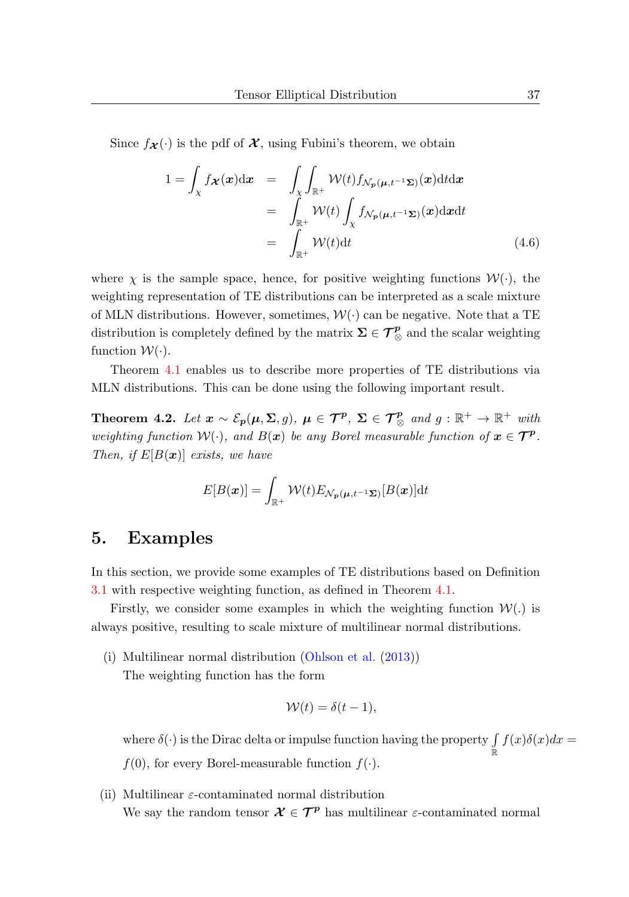Since $f_{\boldsymbol{\mathcal{X}}}(\cdot)$ is the pdf of $\boldsymbol{\mathcal{X}}$, using Fubini's theorem, we obtain

$$
\begin{aligned}
1 = \int_{\chi} f_{\boldsymbol{\mathcal{X}}}(\boldsymbol{x})\mathrm{d}\boldsymbol{x} &= \int_{\chi}\int_{\mathbb{R}^+} \mathcal{W}(t) f_{\mathcal{N}_{\boldsymbol{p}}(\boldsymbol{\mu}, t^{-1}\boldsymbol{\Sigma})}(\boldsymbol{x})\mathrm{d}t\mathrm{d}\boldsymbol{x} \\
&= \int_{\mathbb{R}^+} \mathcal{W}(t) \int_{\chi} f_{\mathcal{N}_{\boldsymbol{p}}(\boldsymbol{\mu}, t^{-1}\boldsymbol{\Sigma})}(\boldsymbol{x})\mathrm{d}\boldsymbol{x}\mathrm{d}t \\
&= \int_{\mathbb{R}^+} \mathcal{W}(t)\mathrm{d}t
\end{aligned} \tag{4.6}
$$

where $\chi$ is the sample space, hence, for positive weighting functions $\mathcal{W}(\cdot)$, the weighting representation of TE distributions can be interpreted as a scale mixture of MLN distributions. However, sometimes, $\mathcal{W}(\cdot)$ can be negative. Note that a TE distribution is completely defined by the matrix $\boldsymbol{\Sigma} \in \boldsymbol{\mathcal{T}}^{\boldsymbol{p}}_{\otimes}$ and the scalar weighting function $\mathcal{W}(\cdot)$.

Theorem 4.1 enables us to describe more properties of TE distributions via MLN distributions. This can be done using the following important result.

**Theorem 4.2.** *Let $\boldsymbol{x} \sim \mathcal{E}_{\boldsymbol{p}}(\boldsymbol{\mu}, \boldsymbol{\Sigma}, g)$, $\boldsymbol{\mu} \in \boldsymbol{\mathcal{T}}^{\boldsymbol{p}}$, $\boldsymbol{\Sigma} \in \boldsymbol{\mathcal{T}}^{\boldsymbol{p}}_{\otimes}$ and $g : \mathbb{R}^+ \to \mathbb{R}^+$ with weighting function $\mathcal{W}(\cdot)$, and $B(\boldsymbol{x})$ be any Borel measurable function of $\boldsymbol{x} \in \boldsymbol{\mathcal{T}}^{\boldsymbol{p}}$. Then, if $E[B(\boldsymbol{x})]$ exists, we have*

$$
E[B(\boldsymbol{x})] = \int_{\mathbb{R}^+} \mathcal{W}(t) E_{\mathcal{N}_{\boldsymbol{p}}(\boldsymbol{\mu}, t^{-1}\boldsymbol{\Sigma})}[B(\boldsymbol{x})]\mathrm{d}t
$$

## 5. Examples

In this section, we provide some examples of TE distributions based on Definition 3.1 with respective weighting function, as defined in Theorem 4.1.

Firstly, we consider some examples in which the weighting function $\mathcal{W}(.)$ is always positive, resulting to scale mixture of multilinear normal distributions.

(i) Multilinear normal distribution (Ohlson et al. (2013))
The weighting function has the form

$$
\mathcal{W}(t) = \delta(t-1),
$$

where $\delta(\cdot)$ is the Dirac delta or impulse function having the property $\int_{\mathbb{R}} f(x)\delta(x)dx = f(0)$, for every Borel-measurable function $f(\cdot)$.

(ii) Multilinear $\varepsilon$-contaminated normal distribution
We say the random tensor $\boldsymbol{\mathcal{X}} \in \boldsymbol{\mathcal{T}}^{\boldsymbol{p}}$ has multilinear $\varepsilon$-contaminated normal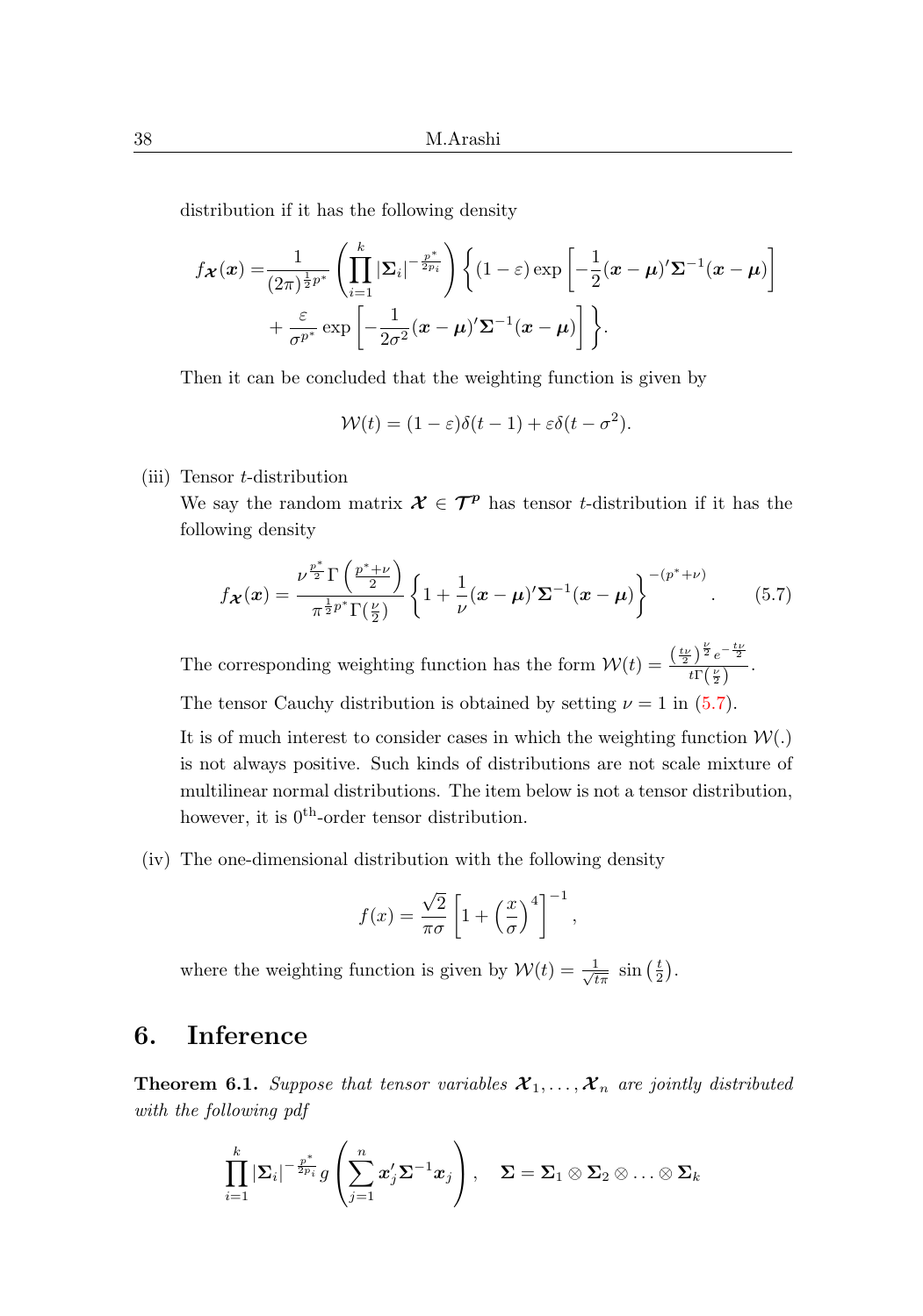distribution if it has the following density

$$
\begin{aligned}
f_{\boldsymbol{\mathcal{X}}}(\boldsymbol{x}) =& \frac{1}{(2\pi)^{\frac{1}{2}p^*}} \left( \prod_{i=1}^{k} |\boldsymbol{\Sigma}_i|^{-\frac{p^*}{2p_i}} \right) \left\{ (1-\varepsilon) \exp\left[ -\frac{1}{2}(\boldsymbol{x}-\boldsymbol{\mu})'\boldsymbol{\Sigma}^{-1}(\boldsymbol{x}-\boldsymbol{\mu}) \right] \right. \\
& \left. + \frac{\varepsilon}{\sigma^{p^*}} \exp\left[ -\frac{1}{2\sigma^2}(\boldsymbol{x}-\boldsymbol{\mu})'\boldsymbol{\Sigma}^{-1}(\boldsymbol{x}-\boldsymbol{\mu}) \right] \right\}.
\end{aligned}
$$

Then it can be concluded that the weighting function is given by

$$
\mathcal{W}(t) = (1-\varepsilon)\delta(t-1) + \varepsilon\delta(t-\sigma^2).
$$

(iii) Tensor $t$-distribution

We say the random matrix $\boldsymbol{\mathcal{X}} \in \boldsymbol{\mathcal{T}}^{\boldsymbol{p}}$ has tensor $t$-distribution if it has the following density

$$
f_{\boldsymbol{\mathcal{X}}}(\boldsymbol{x}) = \frac{\nu^{\frac{p^*}{2}}\Gamma\left(\frac{p^*+\nu}{2}\right)}{\pi^{\frac{1}{2}p^*}\Gamma(\frac{\nu}{2})} \left\{ 1 + \frac{1}{\nu}(\boldsymbol{x}-\boldsymbol{\mu})'\boldsymbol{\Sigma}^{-1}(\boldsymbol{x}-\boldsymbol{\mu}) \right\}^{-(p^*+\nu)}. \tag{5.7}
$$

The corresponding weighting function has the form $\mathcal{W}(t) = \frac{\left(\frac{t\nu}{2}\right)^{\frac{\nu}{2}} e^{-\frac{t\nu}{2}}}{t\Gamma\left(\frac{\nu}{2}\right)}$.

The tensor Cauchy distribution is obtained by setting $\nu = 1$ in (5.7).

It is of much interest to consider cases in which the weighting function $\mathcal{W}(.)$ is not always positive. Such kinds of distributions are not scale mixture of multilinear normal distributions. The item below is not a tensor distribution, however, it is $0^{\text{th}}$-order tensor distribution.

(iv) The one-dimensional distribution with the following density

$$
f(x) = \frac{\sqrt{2}}{\pi\sigma} \left[ 1 + \left(\frac{x}{\sigma}\right)^4 \right]^{-1},
$$

where the weighting function is given by $\mathcal{W}(t) = \frac{1}{\sqrt{t\pi}} \sin\left(\frac{t}{2}\right)$.

## 6. Inference

**Theorem 6.1.** *Suppose that tensor variables $\boldsymbol{\mathcal{X}}_1, \ldots, \boldsymbol{\mathcal{X}}_n$ are jointly distributed with the following pdf*

$$
\prod_{i=1}^{k} |\boldsymbol{\Sigma}_i|^{-\frac{p^*}{2p_i}} g\left( \sum_{j=1}^{n} \boldsymbol{x}_j'\boldsymbol{\Sigma}^{-1}\boldsymbol{x}_j \right), \quad \boldsymbol{\Sigma} = \boldsymbol{\Sigma}_1 \otimes \boldsymbol{\Sigma}_2 \otimes \ldots \otimes \boldsymbol{\Sigma}_k
$$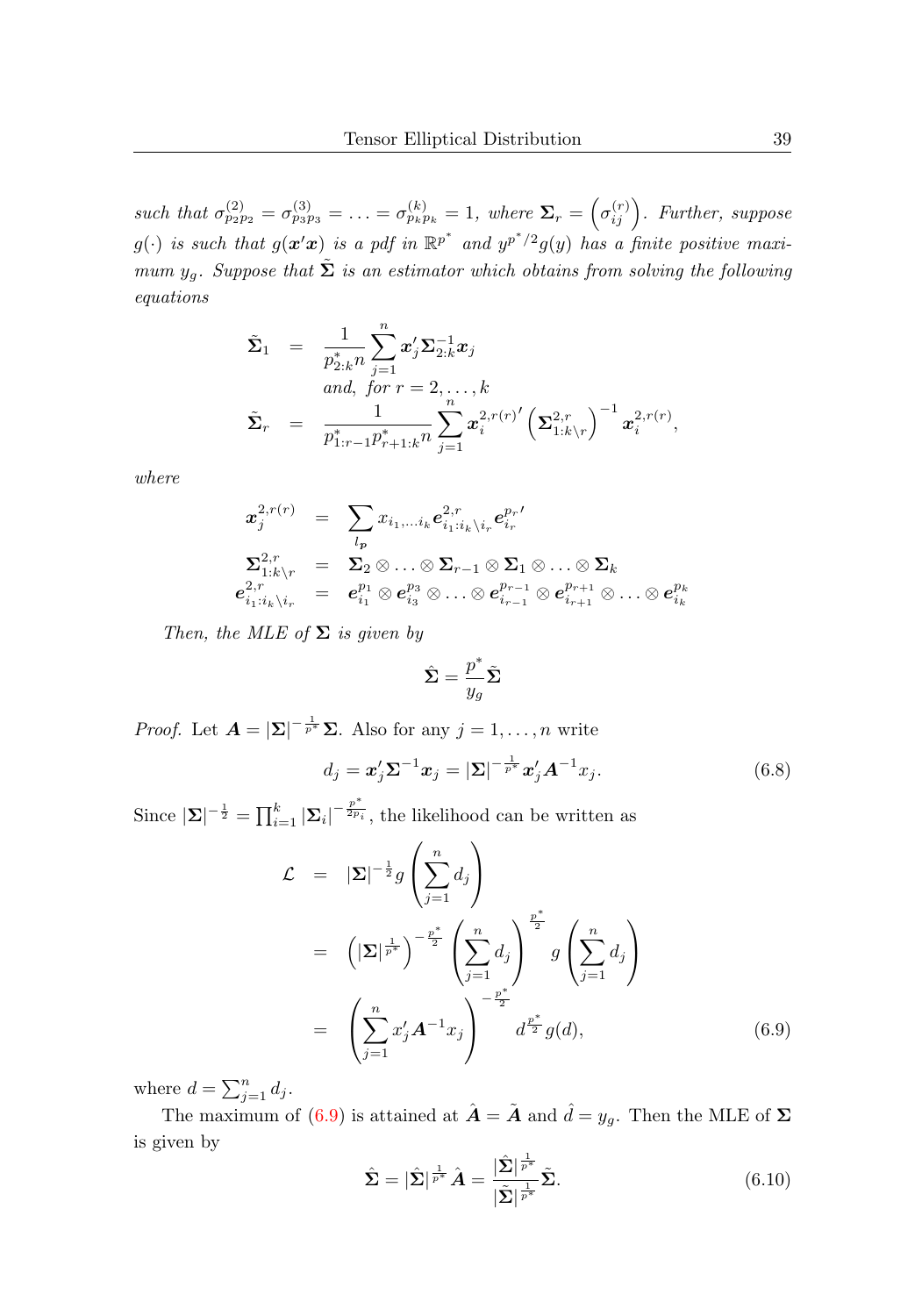*such that $\sigma^{(2)}_{p_2p_2} = \sigma^{(3)}_{p_3p_3} = \ldots = \sigma^{(k)}_{p_kp_k} = 1$, where $\boldsymbol{\Sigma}_r = \left(\sigma^{(r)}_{ij}\right)$. Further, suppose $g(\cdot)$ is such that $g(\boldsymbol{x}'\boldsymbol{x})$ is a pdf in $\mathbb{R}^{p^*}$ and $y^{p^*/2}g(y)$ has a finite positive maximum $y_g$. Suppose that $\tilde{\boldsymbol{\Sigma}}$ is an estimator which obtains from solving the following equations*

$$
\begin{aligned}
\tilde{\boldsymbol{\Sigma}}_1 &= \frac{1}{p^*_{2:k}n}\sum_{j=1}^{n}\boldsymbol{x}_j'\boldsymbol{\Sigma}_{2:k}^{-1}\boldsymbol{x}_j \\
& \quad \textit{and, for } r = 2,\ldots,k \\
\tilde{\boldsymbol{\Sigma}}_r &= \frac{1}{p^*_{1:r-1}p^*_{r+1:k}n}\sum_{j=1}^{n}\boldsymbol{x}_i^{2,r(r)\prime}\left(\boldsymbol{\Sigma}^{2,r}_{1:k\setminus r}\right)^{-1}\boldsymbol{x}_i^{2,r(r)},
\end{aligned}
$$

*where*

$$
\begin{aligned}
\boldsymbol{x}_j^{2,r(r)} &= \sum_{l_{\boldsymbol{p}}} x_{i_1,\ldots i_k}\boldsymbol{e}^{2,r}_{i_1:i_k\setminus i_r}\boldsymbol{e}^{p_r\prime}_{i_r} \\
\boldsymbol{\Sigma}^{2,r}_{1:k\setminus r} &= \boldsymbol{\Sigma}_2\otimes\ldots\otimes\boldsymbol{\Sigma}_{r-1}\otimes\boldsymbol{\Sigma}_1\otimes\ldots\otimes\boldsymbol{\Sigma}_k \\
\boldsymbol{e}^{2,r}_{i_1:i_k\setminus i_r} &= \boldsymbol{e}^{p_1}_{i_1}\otimes\boldsymbol{e}^{p_3}_{i_3}\otimes\ldots\otimes\boldsymbol{e}^{p_{r-1}}_{i_{r-1}}\otimes\boldsymbol{e}^{p_{r+1}}_{i_{r+1}}\otimes\ldots\otimes\boldsymbol{e}^{p_k}_{i_k}
\end{aligned}
$$

*Then, the MLE of $\boldsymbol{\Sigma}$ is given by*

$$
\hat{\boldsymbol{\Sigma}} = \frac{p^*}{y_g}\tilde{\boldsymbol{\Sigma}}
$$

*Proof.* Let $\boldsymbol{A} = |\boldsymbol{\Sigma}|^{-\frac{1}{p^*}}\boldsymbol{\Sigma}$. Also for any $j = 1,\ldots,n$ write

$$
d_j = \boldsymbol{x}_j'\boldsymbol{\Sigma}^{-1}\boldsymbol{x}_j = |\boldsymbol{\Sigma}|^{-\frac{1}{p^*}}\boldsymbol{x}_j'\boldsymbol{A}^{-1}x_j. \tag{6.8}
$$

Since $|\boldsymbol{\Sigma}|^{-\frac{1}{2}} = \prod_{i=1}^{k}|\boldsymbol{\Sigma}_i|^{-\frac{p^*}{2p_i}}$, the likelihood can be written as

$$
\begin{aligned}
\mathcal{L} &= |\boldsymbol{\Sigma}|^{-\frac{1}{2}}g\left(\sum_{j=1}^{n}d_j\right) \\
&= \left(|\boldsymbol{\Sigma}|^{\frac{1}{p^*}}\right)^{-\frac{p^*}{2}}\left(\sum_{j=1}^{n}d_j\right)^{\frac{p^*}{2}}g\left(\sum_{j=1}^{n}d_j\right) \\
&= \left(\sum_{j=1}^{n}x_j'\boldsymbol{A}^{-1}x_j\right)^{-\frac{p^*}{2}}d^{\frac{p^*}{2}}g(d),
\end{aligned} \tag{6.9}
$$

where $d = \sum_{j=1}^{n}d_j$.

The maximum of (6.9) is attained at $\hat{\boldsymbol{A}} = \tilde{\boldsymbol{A}}$ and $\hat{d} = y_g$. Then the MLE of $\boldsymbol{\Sigma}$ is given by

$$
\hat{\boldsymbol{\Sigma}} = |\hat{\boldsymbol{\Sigma}}|^{\frac{1}{p^*}}\hat{\boldsymbol{A}} = \frac{|\hat{\boldsymbol{\Sigma}}|^{\frac{1}{p^*}}}{|\tilde{\boldsymbol{\Sigma}}|^{\frac{1}{p^*}}}\tilde{\boldsymbol{\Sigma}}. \tag{6.10}
$$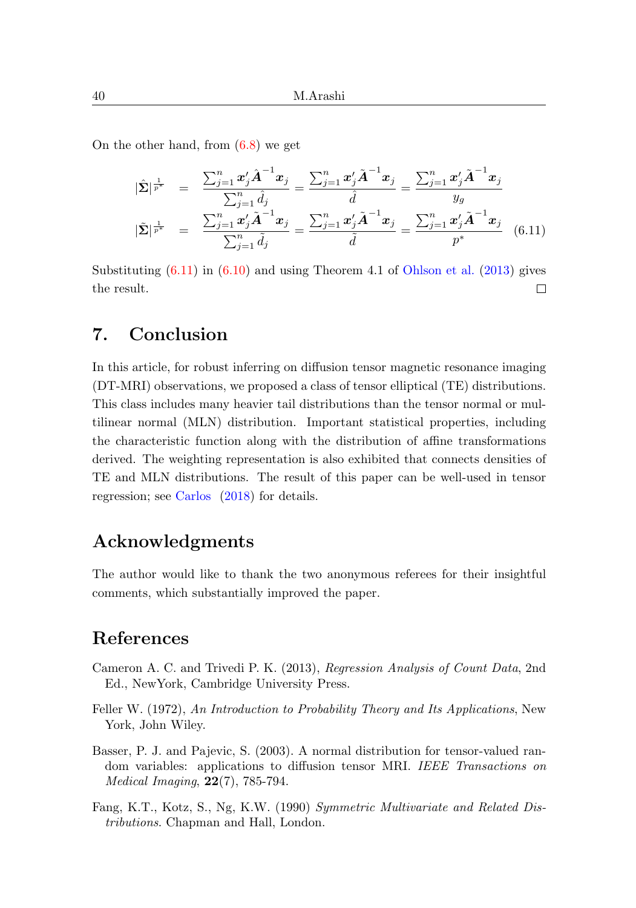On the other hand, from (6.8) we get

$$
\begin{aligned}
|\hat{\boldsymbol{\Sigma}}|^{\frac{1}{p^*}} &= \frac{\sum_{j=1}^{n} \boldsymbol{x}_j' \hat{\boldsymbol{A}}^{-1} \boldsymbol{x}_j}{\sum_{j=1}^{n} \hat{d}_j} = \frac{\sum_{j=1}^{n} \boldsymbol{x}_j' \tilde{\boldsymbol{A}}^{-1} \boldsymbol{x}_j}{\hat{d}} = \frac{\sum_{j=1}^{n} \boldsymbol{x}_j' \tilde{\boldsymbol{A}}^{-1} \boldsymbol{x}_j}{y_g} \\
|\tilde{\boldsymbol{\Sigma}}|^{\frac{1}{p^*}} &= \frac{\sum_{j=1}^{n} \boldsymbol{x}_j' \tilde{\boldsymbol{A}}^{-1} \boldsymbol{x}_j}{\sum_{j=1}^{n} \tilde{d}_j} = \frac{\sum_{j=1}^{n} \boldsymbol{x}_j' \tilde{\boldsymbol{A}}^{-1} \boldsymbol{x}_j}{\tilde{d}} = \frac{\sum_{j=1}^{n} \boldsymbol{x}_j' \tilde{\boldsymbol{A}}^{-1} \boldsymbol{x}_j}{p^*} \qquad (6.11)
\end{aligned}
$$

Substituting (6.11) in (6.10) and using Theorem 4.1 of Ohlson et al. (2013) gives the result. □

## 7. Conclusion

In this article, for robust inferring on diffusion tensor magnetic resonance imaging (DT-MRI) observations, we proposed a class of tensor elliptical (TE) distributions. This class includes many heavier tail distributions than the tensor normal or multilinear normal (MLN) distribution. Important statistical properties, including the characteristic function along with the distribution of affine transformations derived. The weighting representation is also exhibited that connects densities of TE and MLN distributions. The result of this paper can be well-used in tensor regression; see Carlos (2018) for details.

## Acknowledgments

The author would like to thank the two anonymous referees for their insightful comments, which substantially improved the paper.

## References

Cameron A. C. and Trivedi P. K. (2013), *Regression Analysis of Count Data*, 2nd Ed., NewYork, Cambridge University Press.

Feller W. (1972), *An Introduction to Probability Theory and Its Applications*, New York, John Wiley.

Basser, P. J. and Pajevic, S. (2003). A normal distribution for tensor-valued random variables: applications to diffusion tensor MRI. *IEEE Transactions on Medical Imaging*, **22**(7), 785-794.

Fang, K.T., Kotz, S., Ng, K.W. (1990) *Symmetric Multivariate and Related Distributions*. Chapman and Hall, London.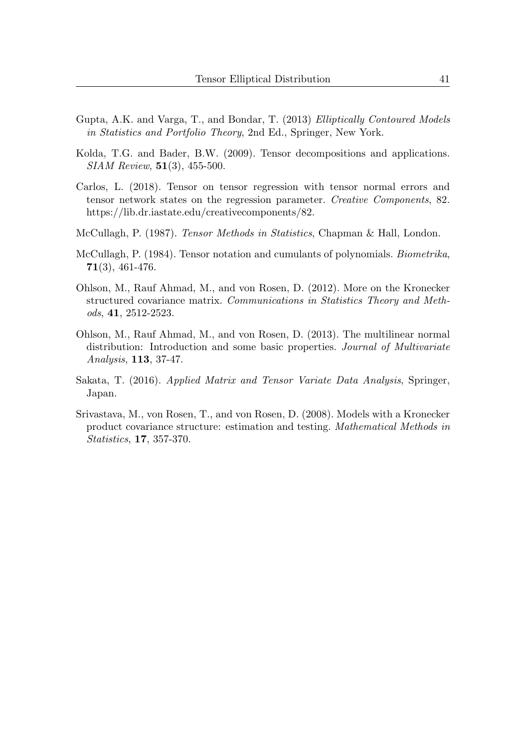Gupta, A.K. and Varga, T., and Bondar, T. (2013) *Elliptically Contoured Models in Statistics and Portfolio Theory*, 2nd Ed., Springer, New York.

Kolda, T.G. and Bader, B.W. (2009). Tensor decompositions and applications. *SIAM Review*, **51**(3), 455-500.

Carlos, L. (2018). Tensor on tensor regression with tensor normal errors and tensor network states on the regression parameter. *Creative Components*, 82. https://lib.dr.iastate.edu/creativecomponents/82.

McCullagh, P. (1987). *Tensor Methods in Statistics*, Chapman & Hall, London.

McCullagh, P. (1984). Tensor notation and cumulants of polynomials. *Biometrika*, **71**(3), 461-476.

Ohlson, M., Rauf Ahmad, M., and von Rosen, D. (2012). More on the Kronecker structured covariance matrix. *Communications in Statistics Theory and Methods*, **41**, 2512-2523.

Ohlson, M., Rauf Ahmad, M., and von Rosen, D. (2013). The multilinear normal distribution: Introduction and some basic properties. *Journal of Multivariate Analysis*, **113**, 37-47.

Sakata, T. (2016). *Applied Matrix and Tensor Variate Data Analysis*, Springer, Japan.

Srivastava, M., von Rosen, T., and von Rosen, D. (2008). Models with a Kronecker product covariance structure: estimation and testing. *Mathematical Methods in Statistics*, **17**, 357-370.